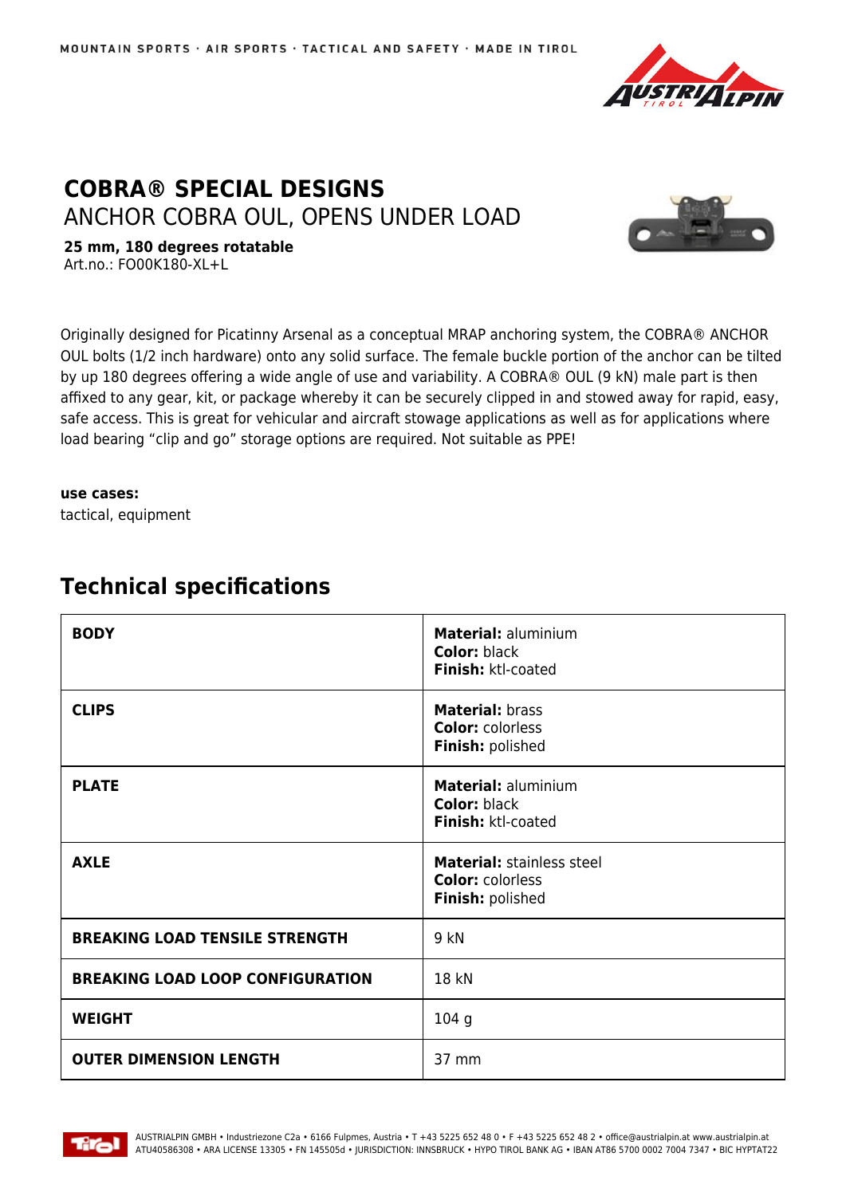MOUNTAIN SPORTS · AIR SPORTS · TACTICAL AND SAFETY · MADE IN TIROL

# COBRA® SPECIAL DESIGNS

## ANCHOR COBRA OUL, OPENS UNDER LOAD

**25 mm, 180 degrees rotatable**
Art.no.: FO00K180-XL+L

Originally designed for Picatinny Arsenal as a conceptual MRAP anchoring system, the COBRA® ANCHOR OUL bolts (1/2 inch hardware) onto any solid surface. The female buckle portion of the anchor can be tilted by up 180 degrees offering a wide angle of use and variability. A COBRA® OUL (9 kN) male part is then affixed to any gear, kit, or package whereby it can be securely clipped in and stowed away for rapid, easy, safe access. This is great for vehicular and aircraft stowage applications as well as for applications where load bearing "clip and go" storage options are required. Not suitable as PPE!

**use cases:**
tactical, equipment

## Technical specifications

| | |
|---|---|
| **BODY** | **Material:** aluminium<br>**Color:** black<br>**Finish:** ktl-coated |
| **CLIPS** | **Material:** brass<br>**Color:** colorless<br>**Finish:** polished |
| **PLATE** | **Material:** aluminium<br>**Color:** black<br>**Finish:** ktl-coated |
| **AXLE** | **Material:** stainless steel<br>**Color:** colorless<br>**Finish:** polished |
| **BREAKING LOAD TENSILE STRENGTH** | 9 kN |
| **BREAKING LOAD LOOP CONFIGURATION** | 18 kN |
| **WEIGHT** | 104 g |
| **OUTER DIMENSION LENGTH** | 37 mm |

AUSTRIALPIN GMBH • Industriezone C2a • 6166 Fulpmes, Austria • T +43 5225 652 48 0 • F +43 5225 652 48 2 • office@austrialpin.at www.austrialpin.at
ATU40586308 • ARA LICENSE 13305 • FN 145505d • JURISDICTION: INNSBRUCK • HYPO TIROL BANK AG • IBAN AT86 5700 0002 7004 7347 • BIC HYPTAT22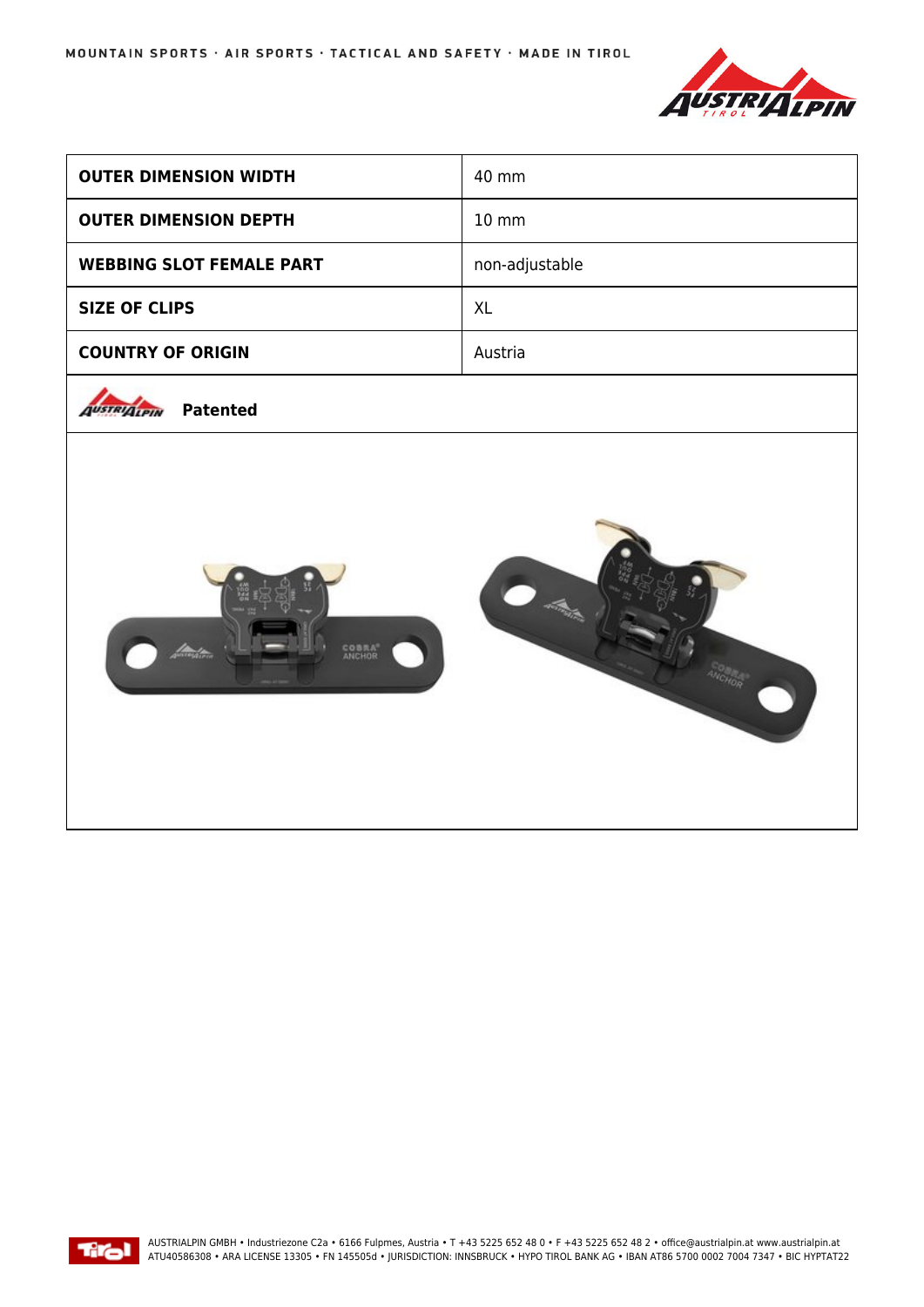| | |
|---|---|
| **OUTER DIMENSION WIDTH** | 40 mm |
| **OUTER DIMENSION DEPTH** | 10 mm |
| **WEBBING SLOT FEMALE PART** | non-adjustable |
| **SIZE OF CLIPS** | XL |
| **COUNTRY OF ORIGIN** | Austria |

**Patented**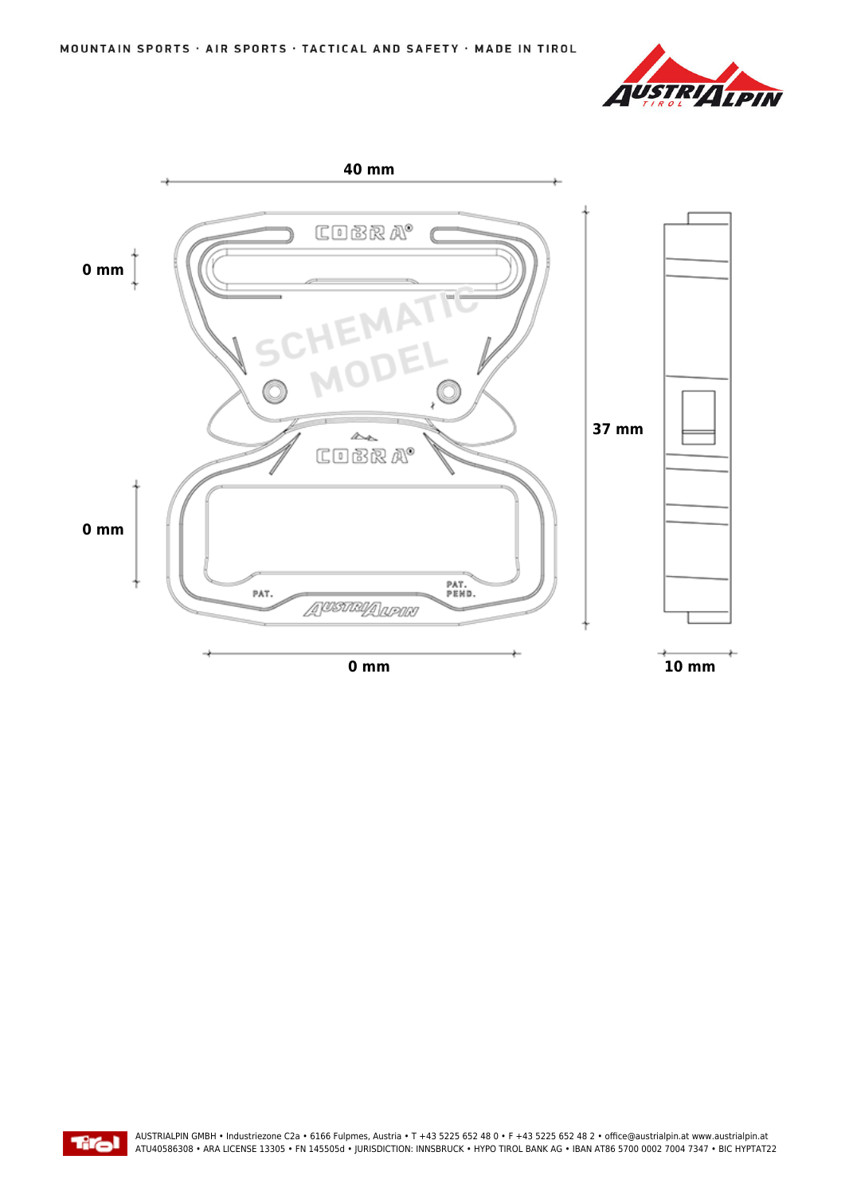40 mm

0 mm

0 mm

37 mm

0 mm

10 mm

SCHEMATIC MODEL

COBRA®

PAT.

PAT. PEND.

AUSTRIALPIN

AUSTRIALPIN GMBH • Industriezone C2a • 6166 Fulpmes, Austria • T +43 5225 652 48 0 • F +43 5225 652 48 2 • office@austrialpin.at www.austrialpin.at
ATU40586308 • ARA LICENSE 13305 • FN 145505d • JURISDICTION: INNSBRUCK • HYPO TIROL BANK AG • IBAN AT86 5700 0002 7004 7347 • BIC HYPTAT22